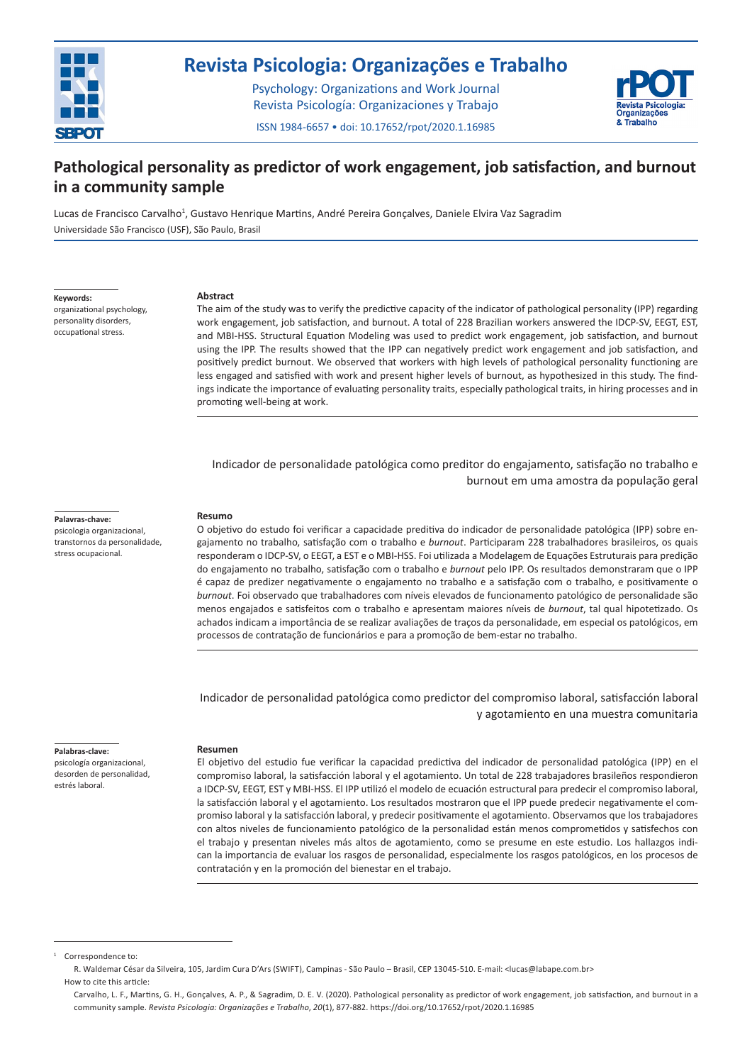# Pathological personality as predictor of work engagement, job satisfaction, and burnout in a community sample

Lucas de Francisco Carvalho[1], Gustavo Henrique Martins, André Pereira Gonçalves, Daniele Elvira Vaz Sagradim

Universidade São Francisco (USF), São Paulo, Brasil

**Keywords:**
organizational psychology, personality disorders, occupational stress.

**Abstract**

The aim of the study was to verify the predictive capacity of the indicator of pathological personality (IPP) regarding work engagement, job satisfaction, and burnout. A total of 228 Brazilian workers answered the IDCP-SV, EEGT, EST, and MBI-HSS. Structural Equation Modeling was used to predict work engagement, job satisfaction, and burnout using the IPP. The results showed that the IPP can negatively predict work engagement and job satisfaction, and positively predict burnout. We observed that workers with high levels of pathological personality functioning are less engaged and satisfied with work and present higher levels of burnout, as hypothesized in this study. The findings indicate the importance of evaluating personality traits, especially pathological traits, in hiring processes and in promoting well-being at work.

## Indicador de personalidade patológica como preditor do engajamento, satisfação no trabalho e burnout em uma amostra da população geral

**Palavras-chave:**
psicologia organizacional, transtornos da personalidade, stress ocupacional.

**Resumo**

O objetivo do estudo foi verificar a capacidade preditiva do indicador de personalidade patológica (IPP) sobre engajamento no trabalho, satisfação com o trabalho e *burnout*. Participaram 228 trabalhadores brasileiros, os quais responderam o IDCP-SV, o EEGT, a EST e o MBI-HSS. Foi utilizada a Modelagem de Equações Estruturais para predição do engajamento no trabalho, satisfação com o trabalho e *burnout* pelo IPP. Os resultados demonstraram que o IPP é capaz de predizer negativamente o engajamento no trabalho e a satisfação com o trabalho, e positivamente o *burnout*. Foi observado que trabalhadores com níveis elevados de funcionamento patológico de personalidade são menos engajados e satisfeitos com o trabalho e apresentam maiores níveis de *burnout*, tal qual hipotetizado. Os achados indicam a importância de se realizar avaliações de traços da personalidade, em especial os patológicos, em processos de contratação de funcionários e para a promoção de bem-estar no trabalho.

## Indicador de personalidad patológica como predictor del compromiso laboral, satisfacción laboral y agotamiento en una muestra comunitaria

**Palabras-clave:**
psicología organizacional, desorden de personalidad, estrés laboral.

**Resumen**

El objetivo del estudio fue verificar la capacidad predictiva del indicador de personalidad patológica (IPP) en el compromiso laboral, la satisfacción laboral y el agotamiento. Un total de 228 trabajadores brasileños respondieron a IDCP-SV, EEGT, EST y MBI-HSS. El IPP utilizó el modelo de ecuación estructural para predecir el compromiso laboral, la satisfacción laboral y el agotamiento. Los resultados mostraron que el IPP puede predecir negativamente el compromiso laboral y la satisfacción laboral, y predecir positivamente el agotamiento. Observamos que los trabajadores con altos niveles de funcionamiento patológico de la personalidad están menos comprometidos y satisfechos con el trabajo y presentan niveles más altos de agotamiento, como se presume en este estudio. Los hallazgos indican la importancia de evaluar los rasgos de personalidad, especialmente los rasgos patológicos, en los procesos de contratación y en la promoción del bienestar en el trabajo.

---

[1] Correspondence to:
R. Waldemar César da Silveira, 105, Jardim Cura D'Ars (SWIFT), Campinas - São Paulo – Brasil, CEP 13045-510. E-mail: <lucas@labape.com.br>
How to cite this article:
Carvalho, L. F., Martins, G. H., Gonçalves, A. P., & Sagradim, D. E. V. (2020). Pathological personality as predictor of work engagement, job satisfaction, and burnout in a community sample. *Revista Psicologia: Organizações e Trabalho*, *20*(1), 877-882. https://doi.org/10.17652/rpot/2020.1.16985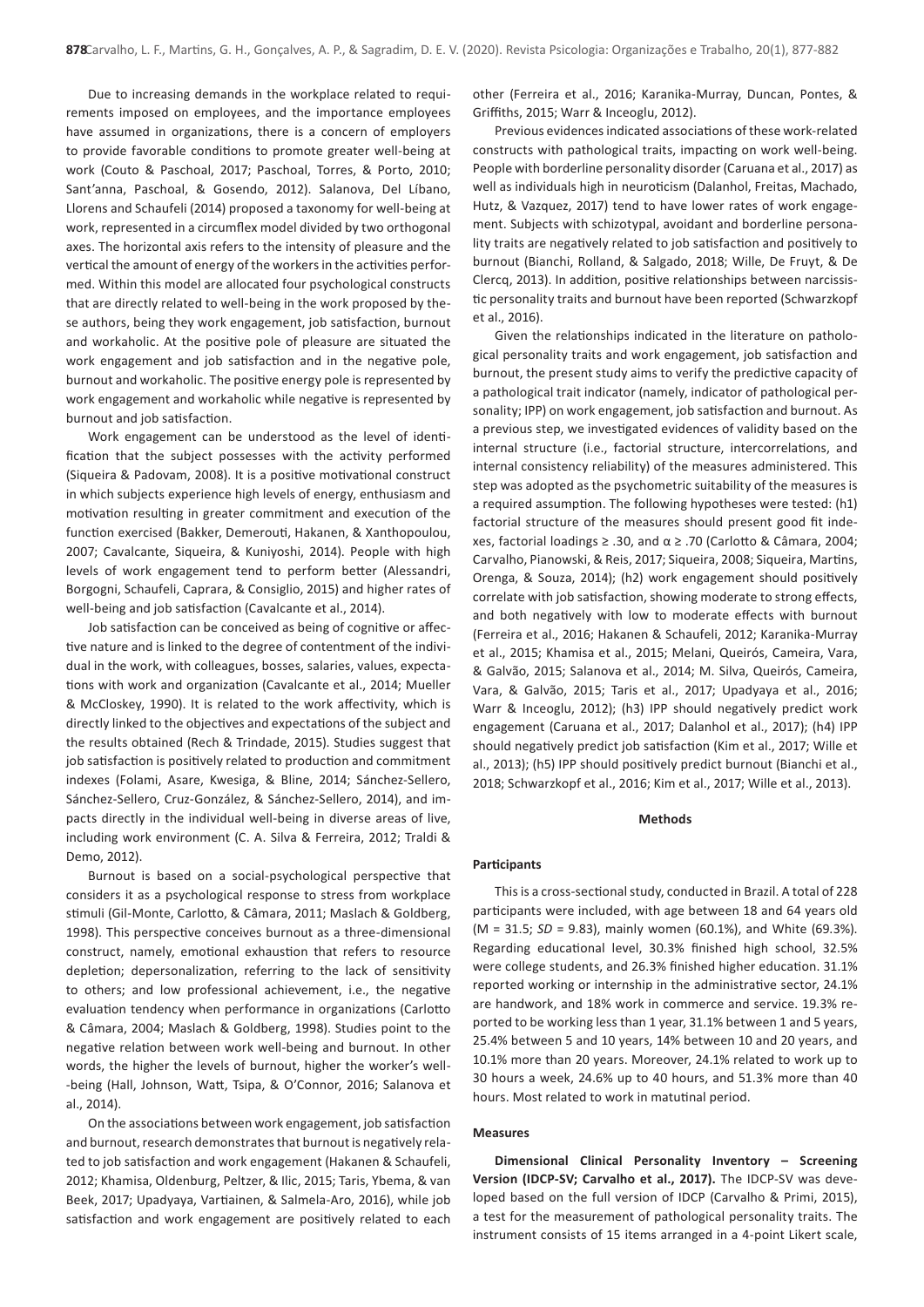Due to increasing demands in the workplace related to requirements imposed on employees, and the importance employees have assumed in organizations, there is a concern of employers to provide favorable conditions to promote greater well-being at work (Couto & Paschoal, 2017; Paschoal, Torres, & Porto, 2010; Sant'anna, Paschoal, & Gosendo, 2012). Salanova, Del Líbano, Llorens and Schaufeli (2014) proposed a taxonomy for well-being at work, represented in a circumflex model divided by two orthogonal axes. The horizontal axis refers to the intensity of pleasure and the vertical the amount of energy of the workers in the activities performed. Within this model are allocated four psychological constructs that are directly related to well-being in the work proposed by these authors, being they work engagement, job satisfaction, burnout and workaholic. At the positive pole of pleasure are situated the work engagement and job satisfaction and in the negative pole, burnout and workaholic. The positive energy pole is represented by work engagement and workaholic while negative is represented by burnout and job satisfaction.

Work engagement can be understood as the level of identification that the subject possesses with the activity performed (Siqueira & Padovam, 2008). It is a positive motivational construct in which subjects experience high levels of energy, enthusiasm and motivation resulting in greater commitment and execution of the function exercised (Bakker, Demerouti, Hakanen, & Xanthopoulou, 2007; Cavalcante, Siqueira, & Kuniyoshi, 2014). People with high levels of work engagement tend to perform better (Alessandri, Borgogni, Schaufeli, Caprara, & Consiglio, 2015) and higher rates of well-being and job satisfaction (Cavalcante et al., 2014).

Job satisfaction can be conceived as being of cognitive or affective nature and is linked to the degree of contentment of the individual in the work, with colleagues, bosses, salaries, values, expectations with work and organization (Cavalcante et al., 2014; Mueller & McCloskey, 1990). It is related to the work affectivity, which is directly linked to the objectives and expectations of the subject and the results obtained (Rech & Trindade, 2015). Studies suggest that job satisfaction is positively related to production and commitment indexes (Folami, Asare, Kwesiga, & Bline, 2014; Sánchez-Sellero, Sánchez-Sellero, Cruz-González, & Sánchez-Sellero, 2014), and impacts directly in the individual well-being in diverse areas of live, including work environment (C. A. Silva & Ferreira, 2012; Traldi & Demo, 2012).

Burnout is based on a social-psychological perspective that considers it as a psychological response to stress from workplace stimuli (Gil-Monte, Carlotto, & Câmara, 2011; Maslach & Goldberg, 1998). This perspective conceives burnout as a three-dimensional construct, namely, emotional exhaustion that refers to resource depletion; depersonalization, referring to the lack of sensitivity to others; and low professional achievement, i.e., the negative evaluation tendency when performance in organizations (Carlotto & Câmara, 2004; Maslach & Goldberg, 1998). Studies point to the negative relation between work well-being and burnout. In other words, the higher the levels of burnout, higher the worker's well-being (Hall, Johnson, Watt, Tsipa, & O'Connor, 2016; Salanova et al., 2014).

On the associations between work engagement, job satisfaction and burnout, research demonstrates that burnout is negatively related to job satisfaction and work engagement (Hakanen & Schaufeli, 2012; Khamisa, Oldenburg, Peltzer, & Ilic, 2015; Taris, Ybema, & van Beek, 2017; Upadyaya, Vartiainen, & Salmela-Aro, 2016), while job satisfaction and work engagement are positively related to each other (Ferreira et al., 2016; Karanika-Murray, Duncan, Pontes, & Griffiths, 2015; Warr & Inceoglu, 2012).

Previous evidences indicated associations of these work-related constructs with pathological traits, impacting on work well-being. People with borderline personality disorder (Caruana et al., 2017) as well as individuals high in neuroticism (Dalanhol, Freitas, Machado, Hutz, & Vazquez, 2017) tend to have lower rates of work engagement. Subjects with schizotypal, avoidant and borderline personality traits are negatively related to job satisfaction and positively to burnout (Bianchi, Rolland, & Salgado, 2018; Wille, De Fruyt, & De Clercq, 2013). In addition, positive relationships between narcissistic personality traits and burnout have been reported (Schwarzkopf et al., 2016).

Given the relationships indicated in the literature on pathological personality traits and work engagement, job satisfaction and burnout, the present study aims to verify the predictive capacity of a pathological trait indicator (namely, indicator of pathological personality; IPP) on work engagement, job satisfaction and burnout. As a previous step, we investigated evidences of validity based on the internal structure (i.e., factorial structure, intercorrelations, and internal consistency reliability) of the measures administered. This step was adopted as the psychometric suitability of the measures is a required assumption. The following hypotheses were tested: (h1) factorial structure of the measures should present good fit indexes, factorial loadings $\geq .30$, and $\alpha \geq .70$ (Carlotto & Câmara, 2004; Carvalho, Pianowski, & Reis, 2017; Siqueira, 2008; Siqueira, Martins, Orenga, & Souza, 2014); (h2) work engagement should positively correlate with job satisfaction, showing moderate to strong effects, and both negatively with low to moderate effects with burnout (Ferreira et al., 2016; Hakanen & Schaufeli, 2012; Karanika-Murray et al., 2015; Khamisa et al., 2015; Melani, Queirós, Cameira, Vara, & Galvão, 2015; Salanova et al., 2014; M. Silva, Queirós, Cameira, Vara, & Galvão, 2015; Taris et al., 2017; Upadyaya et al., 2016; Warr & Inceoglu, 2012); (h3) IPP should negatively predict work engagement (Caruana et al., 2017; Dalanhol et al., 2017); (h4) IPP should negatively predict job satisfaction (Kim et al., 2017; Wille et al., 2013); (h5) IPP should positively predict burnout (Bianchi et al., 2018; Schwarzkopf et al., 2016; Kim et al., 2017; Wille et al., 2013).

## Methods

### Participants

This is a cross-sectional study, conducted in Brazil. A total of 228 participants were included, with age between 18 and 64 years old (M = 31.5; *SD* = 9.83), mainly women (60.1%), and White (69.3%). Regarding educational level, 30.3% finished high school, 32.5% were college students, and 26.3% finished higher education. 31.1% reported working or internship in the administrative sector, 24.1% are handwork, and 18% work in commerce and service. 19.3% reported to be working less than 1 year, 31.1% between 1 and 5 years, 25.4% between 5 and 10 years, 14% between 10 and 20 years, and 10.1% more than 20 years. Moreover, 24.1% related to work up to 30 hours a week, 24.6% up to 40 hours, and 51.3% more than 40 hours. Most related to work in matutinal period.

### Measures

**Dimensional Clinical Personality Inventory – Screening Version (IDCP-SV; Carvalho et al., 2017).** The IDCP-SV was developed based on the full version of IDCP (Carvalho & Primi, 2015), a test for the measurement of pathological personality traits. The instrument consists of 15 items arranged in a 4-point Likert scale,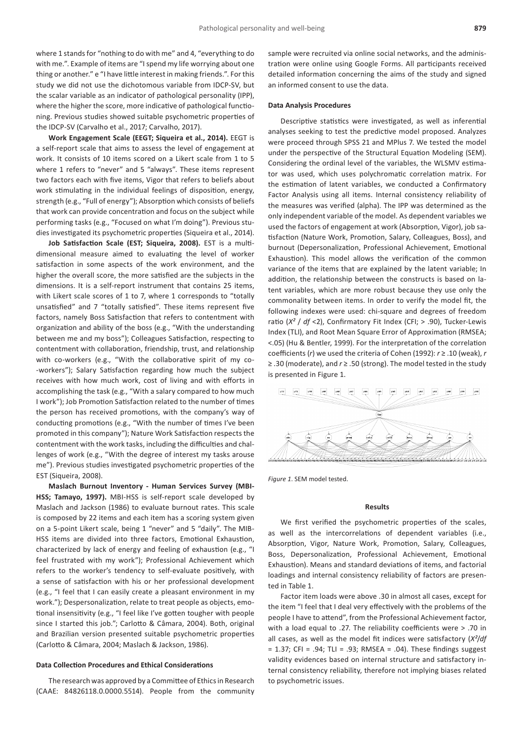where 1 stands for "nothing to do with me" and 4, "everything to do with me.". Example of items are "I spend my life worrying about one thing or another." e "I have little interest in making friends.". For this study we did not use the dichotomous variable from IDCP-SV, but the scalar variable as an indicator of pathological personality (IPP), where the higher the score, more indicative of pathological functioning. Previous studies showed suitable psychometric properties of the IDCP-SV (Carvalho et al., 2017; Carvalho, 2017).

**Work Engagement Scale (EEGT; Siqueira et al., 2014).** EEGT is a self-report scale that aims to assess the level of engagement at work. It consists of 10 items scored on a Likert scale from 1 to 5 where 1 refers to "never" and 5 "always". These items represent two factors each with five items, Vigor that refers to beliefs about work stimulating in the individual feelings of disposition, energy, strength (e.g., "Full of energy"); Absorption which consists of beliefs that work can provide concentration and focus on the subject while performing tasks (e.g., "Focused on what I'm doing"). Previous studies investigated its psychometric properties (Siqueira et al., 2014).

**Job Satisfaction Scale (EST; Siqueira, 2008).** EST is a multidimensional measure aimed to evaluating the level of worker satisfaction in some aspects of the work environment, and the higher the overall score, the more satisfied are the subjects in the dimensions. It is a self-report instrument that contains 25 items, with Likert scale scores of 1 to 7, where 1 corresponds to "totally unsatisfied" and 7 "totally satisfied". These items represent five factors, namely Boss Satisfaction that refers to contentment with organization and ability of the boss (e.g., "With the understanding between me and my boss"); Colleagues Satisfaction, respecting to contentment with collaboration, friendship, trust, and relationship with co-workers (e.g., "With the collaborative spirit of my co-workers"); Salary Satisfaction regarding how much the subject receives with how much work, cost of living and with efforts in accomplishing the task (e.g., "With a salary compared to how much I work"); Job Promotion Satisfaction related to the number of times the person has received promotions, with the company's way of conducting promotions (e.g., "With the number of times I've been promoted in this company"); Nature Work Satisfaction respects the contentment with the work tasks, including the difficulties and challenges of work (e.g., "With the degree of interest my tasks arouse me"). Previous studies investigated psychometric properties of the EST (Siqueira, 2008).

**Maslach Burnout Inventory - Human Services Survey (MBI-HSS; Tamayo, 1997).** MBI-HSS is self-report scale developed by Maslach and Jackson (1986) to evaluate burnout rates. This scale is composed by 22 items and each item has a scoring system given on a 5-point Likert scale, being 1 "never" and 5 "daily". The MIB-HSS items are divided into three factors, Emotional Exhaustion, characterized by lack of energy and feeling of exhaustion (e.g., "I feel frustrated with my work"); Professional Achievement which refers to the worker's tendency to self-evaluate positively, with a sense of satisfaction with his or her professional development (e.g., "I feel that I can easily create a pleasant environment in my work."); Despersonalization, relate to treat people as objects, emotional insensitivity (e.g., "I feel like I've gotten tougher with people since I started this job."; Carlotto & Câmara, 2004). Both, original and Brazilian version presented suitable psychometric properties (Carlotto & Câmara, 2004; Maslach & Jackson, 1986).

### Data Collection Procedures and Ethical Considerations

The research was approved by a Committee of Ethics in Research (CAAE: 84826118.0.0000.5514). People from the community sample were recruited via online social networks, and the administration were online using Google Forms. All participants received detailed information concerning the aims of the study and signed an informed consent to use the data.

### Data Analysis Procedures

Descriptive statistics were investigated, as well as inferential analyses seeking to test the predictive model proposed. Analyzes were proceed through SPSS 21 and MPlus 7. We tested the model under the perspective of the Structural Equation Modeling (SEM). Considering the ordinal level of the variables, the WLSMV estimator was used, which uses polychromatic correlation matrix. For the estimation of latent variables, we conducted a Confirmatory Factor Analysis using all items. Internal consistency reliability of the measures was verified (alpha). The IPP was determined as the only independent variable of the model. As dependent variables we used the factors of engagement at work (Absorption, Vigor), job satisfaction (Nature Work, Promotion, Salary, Colleagues, Boss), and burnout (Depersonalization, Professional Achievement, Emotional Exhaustion). This model allows the verification of the common variance of the items that are explained by the latent variable; In addition, the relationship between the constructs is based on latent variables, which are more robust because they use only the commonality between items. In order to verify the model fit, the following indexes were used: chi-square and degrees of freedom ratio ($X^2$ / *df* <2), Confirmatory Fit Index (CFI; > .90), Tucker-Lewis Index (TLI), and Root Mean Square Error of Approximation (RMSEA; <.05) (Hu & Bentler, 1999). For the interpretation of the correlation coefficients (*r*) we used the criteria of Cohen (1992): $r \geq .10$ (weak), $r \geq .30$ (moderate), and $r \geq .50$ (strong). The model tested in the study is presented in Figure 1.

*Figure 1*. SEM model tested.

## Results

We first verified the psychometric properties of the scales, as well as the intercorrelations of dependent variables (i.e., Absorption, Vigor, Nature Work, Promotion, Salary, Colleagues, Boss, Depersonalization, Professional Achievement, Emotional Exhaustion). Means and standard deviations of items, and factorial loadings and internal consistency reliability of factors are presented in Table 1.

Factor item loads were above .30 in almost all cases, except for the item "I feel that I deal very effectively with the problems of the people I have to attend", from the Professional Achievement factor, with a load equal to .27. The reliability coefficients were > .70 in all cases, as well as the model fit indices were satisfactory ($X^2/df$ = 1.37; CFI = .94; TLI = .93; RMSEA = .04). These findings suggest validity evidences based on internal structure and satisfactory internal consistency reliability, therefore not implying biases related to psychometric issues.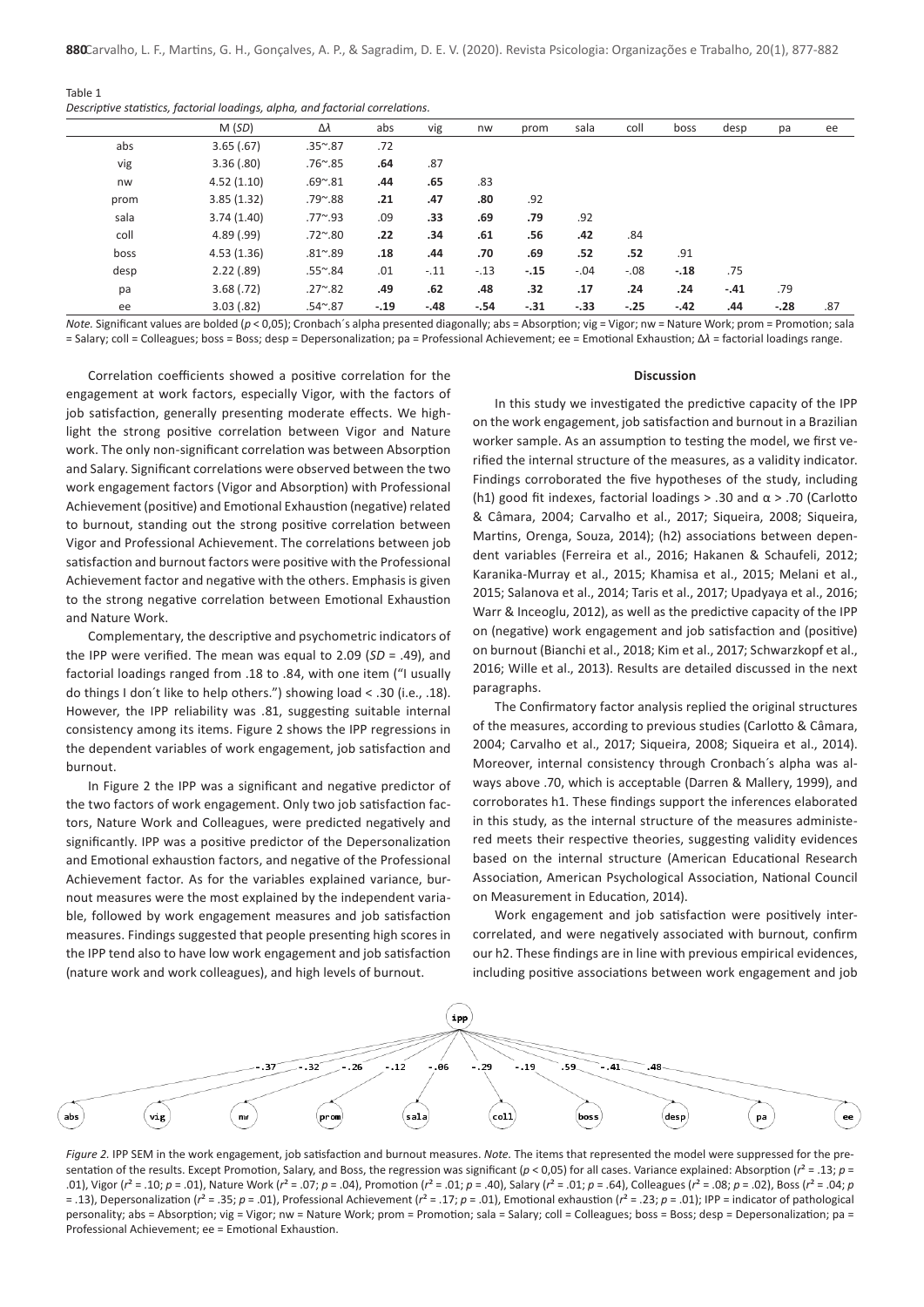Table 1
*Descriptive statistics, factorial loadings, alpha, and factorial correlations.*

| | M (*SD*) | Δλ | abs | vig | nw | prom | sala | coll | boss | desp | pa | ee |
|---|---|---|---|---|---|---|---|---|---|---|---|---|
| abs | 3.65 (.67) | .35~.87 | .72 | | | | | | | | | |
| vig | 3.36 (.80) | .76~.85 | **.64** | .87 | | | | | | | | |
| nw | 4.52 (1.10) | .69~.81 | **.44** | **.65** | .83 | | | | | | | |
| prom | 3.85 (1.32) | .79~.88 | **.21** | **.47** | **.80** | .92 | | | | | | |
| sala | 3.74 (1.40) | .77~.93 | .09 | **.33** | **.69** | **.79** | .92 | | | | | |
| coll | 4.89 (.99) | .72~.80 | **.22** | **.34** | **.61** | **.56** | **.42** | .84 | | | | |
| boss | 4.53 (1.36) | .81~.89 | **.18** | **.44** | **.70** | **.69** | **.52** | **.52** | .91 | | | |
| desp | 2.22 (.89) | .55~.84 | .01 | -.11 | -.13 | **-.15** | -.04 | -.08 | **-.18** | .75 | | |
| pa | 3.68 (.72) | .27~.82 | **.49** | **.62** | **.48** | **.32** | **.17** | **.24** | **.24** | **-.41** | .79 | |
| ee | 3.03 (.82) | .54~.87 | **-.19** | **-.48** | **-.54** | **-.31** | **-.33** | **-.25** | **-.42** | **.44** | **-.28** | .87 |

*Note.* Significant values are bolded ($p < 0{,}05$); Cronbach´s alpha presented diagonally; abs = Absorption; vig = Vigor; nw = Nature Work; prom = Promotion; sala = Salary; coll = Colleagues; boss = Boss; desp = Depersonalization; pa = Professional Achievement; ee = Emotional Exhaustion; Δλ = factorial loadings range.

Correlation coefficients showed a positive correlation for the engagement at work factors, especially Vigor, with the factors of job satisfaction, generally presenting moderate effects. We highlight the strong positive correlation between Vigor and Nature work. The only non-significant correlation was between Absorption and Salary. Significant correlations were observed between the two work engagement factors (Vigor and Absorption) with Professional Achievement (positive) and Emotional Exhaustion (negative) related to burnout, standing out the strong positive correlation between Vigor and Professional Achievement. The correlations between job satisfaction and burnout factors were positive with the Professional Achievement factor and negative with the others. Emphasis is given to the strong negative correlation between Emotional Exhaustion and Nature Work.

Complementary, the descriptive and psychometric indicators of the IPP were verified. The mean was equal to 2.09 ($SD$ = .49), and factorial loadings ranged from .18 to .84, with one item ("I usually do things I don´t like to help others.") showing load < .30 (i.e., .18). However, the IPP reliability was .81, suggesting suitable internal consistency among its items. Figure 2 shows the IPP regressions in the dependent variables of work engagement, job satisfaction and burnout.

In Figure 2 the IPP was a significant and negative predictor of the two factors of work engagement. Only two job satisfaction factors, Nature Work and Colleagues, were predicted negatively and significantly. IPP was a positive predictor of the Depersonalization and Emotional exhaustion factors, and negative of the Professional Achievement factor. As for the variables explained variance, burnout measures were the most explained by the independent variable, followed by work engagement measures and job satisfaction measures. Findings suggested that people presenting high scores in the IPP tend also to have low work engagement and job satisfaction (nature work and work colleagues), and high levels of burnout.

## Discussion

In this study we investigated the predictive capacity of the IPP on the work engagement, job satisfaction and burnout in a Brazilian worker sample. As an assumption to testing the model, we first verified the internal structure of the measures, as a validity indicator. Findings corroborated the five hypotheses of the study, including (h1) good fit indexes, factorial loadings > .30 and α > .70 (Carlotto & Câmara, 2004; Carvalho et al., 2017; Siqueira, 2008; Siqueira, Martins, Orenga, Souza, 2014); (h2) associations between dependent variables (Ferreira et al., 2016; Hakanen & Schaufeli, 2012; Karanika-Murray et al., 2015; Khamisa et al., 2015; Melani et al., 2015; Salanova et al., 2014; Taris et al., 2017; Upadyaya et al., 2016; Warr & Inceoglu, 2012), as well as the predictive capacity of the IPP on (negative) work engagement and job satisfaction and (positive) on burnout (Bianchi et al., 2018; Kim et al., 2017; Schwarzkopf et al., 2016; Wille et al., 2013). Results are detailed discussed in the next paragraphs.

The Confirmatory factor analysis replied the original structures of the measures, according to previous studies (Carlotto & Câmara, 2004; Carvalho et al., 2017; Siqueira, 2008; Siqueira et al., 2014). Moreover, internal consistency through Cronbach´s alpha was always above .70, which is acceptable (Darren & Mallery, 1999), and corroborates h1. These findings support the inferences elaborated in this study, as the internal structure of the measures administered meets their respective theories, suggesting validity evidences based on the internal structure (American Educational Research Association, American Psychological Association, National Council on Measurement in Education, 2014).

Work engagement and job satisfaction were positively intercorrelated, and were negatively associated with burnout, confirm our h2. These findings are in line with previous empirical evidences, including positive associations between work engagement and job

*Figure 2.* IPP SEM in the work engagement, job satisfaction and burnout measures. *Note.* The items that represented the model were suppressed for the presentation of the results. Except Promotion, Salary, and Boss, the regression was significant ($p < 0{,}05$) for all cases. Variance explained: Absorption ($r^2$ = .13; $p$ = .01), Vigor ($r^2$ = .10; $p$ = .01), Nature Work ($r^2$ = .07; $p$ = .04), Promotion ($r^2$ = .01; $p$ = .40), Salary ($r^2$ = .01; $p$ = .64), Colleagues ($r^2$ = .08; $p$ = .02), Boss ($r^2$ = .04; $p$ = .13), Depersonalization ($r^2$ = .35; $p$ = .01), Professional Achievement ($r^2$ = .17; $p$ = .01), Emotional exhaustion ($r^2$ = .23; $p$ = .01); IPP = indicator of pathological personality; abs = Absorption; vig = Vigor; nw = Nature Work; prom = Promotion; sala = Salary; coll = Colleagues; boss = Boss; desp = Depersonalization; pa = Professional Achievement; ee = Emotional Exhaustion.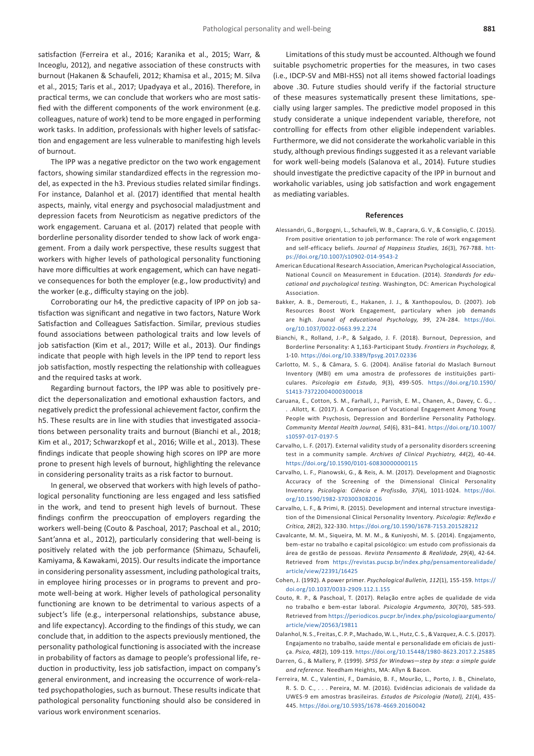satisfaction (Ferreira et al., 2016; Karanika et al., 2015; Warr, & Inceoglu, 2012), and negative association of these constructs with burnout (Hakanen & Schaufeli, 2012; Khamisa et al., 2015; M. Silva et al., 2015; Taris et al., 2017; Upadyaya et al., 2016). Therefore, in practical terms, we can conclude that workers who are most satisfied with the different components of the work environment (e.g. colleagues, nature of work) tend to be more engaged in performing work tasks. In addition, professionals with higher levels of satisfaction and engagement are less vulnerable to manifesting high levels of burnout.

The IPP was a negative predictor on the two work engagement factors, showing similar standardized effects in the regression model, as expected in the h3. Previous studies related similar findings. For instance, Dalanhol et al. (2017) identified that mental health aspects, mainly, vital energy and psychosocial maladjustment and depression facets from Neuroticism as negative predictors of the work engagement. Caruana et al. (2017) related that people with borderline personality disorder tended to show lack of work engagement. From a daily work perspective, these results suggest that workers with higher levels of pathological personality functioning have more difficulties at work engagement, which can have negative consequences for both the employer (e.g., low productivity) and the worker (e.g., difficulty staying on the job).

Corroborating our h4, the predictive capacity of IPP on job satisfaction was significant and negative in two factors, Nature Work Satisfaction and Colleagues Satisfaction. Similar, previous studies found associations between pathological traits and low levels of job satisfaction (Kim et al., 2017; Wille et al., 2013). Our findings indicate that people with high levels in the IPP tend to report less job satisfaction, mostly respecting the relationship with colleagues and the required tasks at work.

Regarding burnout factors, the IPP was able to positively predict the depersonalization and emotional exhaustion factors, and negatively predict the professional achievement factor, confirm the h5. These results are in line with studies that investigated associations between personality traits and burnout (Bianchi et al., 2018; Kim et al., 2017; Schwarzkopf et al., 2016; Wille et al., 2013). These findings indicate that people showing high scores on IPP are more prone to present high levels of burnout, highlighting the relevance in considering personality traits as a risk factor to burnout.

In general, we observed that workers with high levels of pathological personality functioning are less engaged and less satisfied in the work, and tend to present high levels of burnout. These findings confirm the preoccupation of employers regarding the workers well-being (Couto & Paschoal, 2017; Paschoal et al., 2010; Sant'anna et al., 2012), particularly considering that well-being is positively related with the job performance (Shimazu, Schaufeli, Kamiyama, & Kawakami, 2015). Our results indicate the importance in considering personality assessment, including pathological traits, in employee hiring processes or in programs to prevent and promote well-being at work. Higher levels of pathological personality functioning are known to be detrimental to various aspects of a subject's life (e.g., interpersonal relationships, substance abuse, and life expectancy). According to the findings of this study, we can conclude that, in addition to the aspects previously mentioned, the personality pathological functioning is associated with the increase in probability of factors as damage to people's professional life, reduction in productivity, less job satisfaction, impact on company's general environment, and increasing the occurrence of work-related psychopathologies, such as burnout. These results indicate that pathological personality functioning should also be considered in various work environment scenarios.

Limitations of this study must be accounted. Although we found suitable psychometric properties for the measures, in two cases (i.e., IDCP-SV and MBI-HSS) not all items showed factorial loadings above .30. Future studies should verify if the factorial structure of these measures systematically present these limitations, specially using larger samples. The predictive model proposed in this study considerate a unique independent variable, therefore, not controlling for effects from other eligible independent variables. Furthermore, we did not considerate the workaholic variable in this study, although previous findings suggested it as a relevant variable for work well-being models (Salanova et al., 2014). Future studies should investigate the predictive capacity of the IPP in burnout and workaholic variables, using job satisfaction and work engagement as mediating variables.

## References

Alessandri, G., Borgogni, L., Schaufeli, W. B., Caprara, G. V., & Consiglio, C. (2015). From positive orientation to job performance: The role of work engagement and self-efficacy beliefs. *Journal of Happiness Studies, 16*(3), 767-788. https://doi.org/10.1007/s10902-014-9543-2

American Educational Research Association, American Psychological Association, National Council on Measurement in Education. (2014). *Standards for educational and psychological testing*. Washington, DC: American Psychological Association.

Bakker, A. B., Demerouti, E., Hakanen, J. J., & Xanthopoulou, D. (2007). Job Resources Boost Work Engagement, particulary when job demands are high. *Jounal of educational Psychology, 99*, 274-284. https://doi.org/10.1037/0022-0663.99.2.274

Bianchi, R., Rolland, J.-P., & Salgado, J. F. (2018). Burnout, Depression, and Borderline Personality: A 1,163-Participant Study. *Frontiers in Psychology, 8,* 1-10. https://doi.org/10.3389/fpsyg.2017.02336

Carlotto, M. S., & Câmara, S. G. (2004). Análise fatorial do Maslach Burnout Inventory (MBI) em uma amostra de professores de instituições particulares. *Psicologia em Estudo, 9*(3), 499-505. https://doi.org/10.1590/S1413-73722004000300018

Caruana, E., Cotton, S. M., Farhall, J., Parrish, E. M., Chanen, A., Davey, C. G., . . .Allott, K. (2017). A Comparison of Vocational Engagement Among Young People with Psychosis, Depression and Borderline Personality Pathology. *Community Mental Health Journal, 54*(6), 831–841. https://doi.org/10.1007/s10597-017-0197-5

Carvalho, L. F. (2017). External validity study of a personality disorders screening test in a community sample. *Archives of Clinical Psychiatry, 44*(2), 40-44. https://doi.org/10.1590/0101-60830000000115

Carvalho, L. F., Pianowski, G., & Reis, A. M. (2017). Development and Diagnostic Accuracy of the Screening of the Dimensional Clinical Personality Inventory. *Psicologia: Ciência e Profissão, 37*(4), 1011-1024. https://doi.org/10.1590/1982-3703003082016

Carvalho, L. F., & Primi, R. (2015). Development and internal structure investigation of the Dimensional Clinical Personality Inventory. *Psicologia: Reflexão e Crítica, 28*(2), 322-330. https://doi.org/10.1590/1678-7153.201528212

Cavalcante, M. M., Siqueira, M. M. M., & Kuniyoshi, M. S. (2014). Engajamento, bem-estar no trabalho e capital psicológico: um estudo com profissionais da área de gestão de pessoas. *Revista Pensamento & Realidade, 29*(4), 42-64. Retrieved from https://revistas.pucsp.br/index.php/pensamentorealidade/article/view/22391/16425

Cohen, J. (1992). A power primer. *Psychological Bulletin, 112*(1), 155-159. https://doi.org/10.1037/0033-2909.112.1.155

Couto, R. P., & Paschoal, T. (2017). Relação entre ações de qualidade de vida no trabalho e bem-estar laboral. *Psicologia Argumento, 30*(70), 585-593. Retrieved from https://periodicos.pucpr.br/index.php/psicologiaargumento/article/view/20563/19811

Dalanhol, N. S., Freitas, C. P. P., Machado, W. L., Hutz, C. S., & Vazquez, A. C. S. (2017). Engajamento no trabalho, saúde mental e personalidade em oficiais de justiça. *Psico, 48*(2), 109-119. https://doi.org/10.15448/1980-8623.2017.2.25885

Darren, G., & Mallery, P. (1999). *SPSS for Windows—step by step: a simple guide and reference*. Needham Heights, MA: Allyn & Bacon.

Ferreira, M. C., Valentini, F., Damásio, B. F., Mourão, L., Porto, J. B., Chinelato, R. S. D. C., . . . Pereira, M. M. (2016). Evidências adicionais de validade da UWES-9 em amostras brasileiras. *Estudos de Psicologia (Natal), 21*(4), 435-445. https://doi.org/10.5935/1678-4669.20160042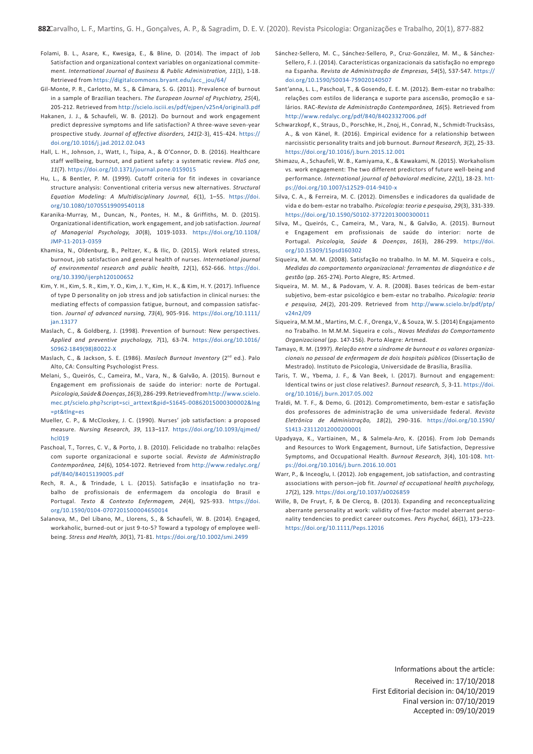Folami, B. L., Asare, K., Kwesiga, E., & Bline, D. (2014). The impact of Job Satisfaction and organizational context variables on organizational commitement. *International Journal of Business & Public Administration, 11*(1), 1-18. Retrieved from https://digitalcommons.bryant.edu/acc_jou/64/

Gil-Monte, P. R., Carlotto, M. S., & Câmara, S. G. (2011). Prevalence of burnout in a sample of Brazilian teachers. *The European Journal of Psychiatry, 25*(4), 205-212. Retrieved from http://scielo.isciii.es/pdf/ejpen/v25n4/original3.pdf

Hakanen, J. J., & Schaufeli, W. B. (2012). Do burnout and work engagement predict depressive symptoms and life satisfaction? A three-wave seven-year prospective study. *Journal of affective disorders, 141*(2-3), 415-424. https://doi.org/10.1016/j.jad.2012.02.043

Hall, L. H., Johnson, J., Watt, I., Tsipa, A., & O'Connor, D. B. (2016). Healthcare staff wellbeing, burnout, and patient safety: a systematic review. *PloS one, 11*(7). https://doi.org/10.1371/journal.pone.0159015

Hu, L., & Bentler, P. M. (1999). Cutoff criteria for fit indexes in covariance structure analysis: Conventional criteria versus new alternatives. *Structural Equation Modeling: A Multidisciplinary Journal, 6*(1), 1–55. https://doi.org/10.1080/10705519909540118

Karanika-Murray, M., Duncan, N., Pontes, H. M., & Griffiths, M. D. (2015). Organizational identification, work engagement, and job satisfaction. *Journal of Managerial Psychology, 30*(8), 1019-1033. https://doi.org/10.1108/JMP-11-2013-0359

Khamisa, N., Oldenburg, B., Peltzer, K., & Ilic, D. (2015). Work related stress, burnout, job satisfaction and general health of nurses. *International journal of environmental research and public health, 12*(1), 652-666. https://doi.org/10.3390/ijerph120100652

Kim, Y. H., Kim, S. R., Kim, Y. O., Kim, J. Y., Kim, H. K., & Kim, H. Y. (2017). Influence of type D personality on job stress and job satisfaction in clinical nurses: the mediating effects of compassion fatigue, burnout, and compassion satisfaction. *Journal of advanced nursing, 73*(4), 905-916. https://doi.org/10.1111/jan.13177

Maslach, C., & Goldberg, J. (1998). Prevention of burnout: New perspectives. *Applied and preventive psychology, 7*(1), 63-74. https://doi.org/10.1016/S0962-1849(98)80022-X

Maslach, C., & Jackson, S. E. (1986). *Maslach Burnout Inventory* (2nd ed.). Palo Alto, CA: Consulting Psychologist Press.

Melani, S., Queirós, C., Cameira, M., Vara, N., & Galvão, A. (2015). Burnout e Engagement em profissionais de saúde do interior: norte de Portugal. *Psicologia, Saúde & Doenças, 16*(3), 286-299. Retrieved from http://www.scielo.mec.pt/scielo.php?script=sci_arttext&pid=S1645-00862015000300002&lng=pt&tlng=es

Mueller, C. P., & McCloskey, J. C. (1990). Nurses' job satisfaction: a proposed measure. *Nursing Research, 39*, 113–117. https://doi.org/10.1093/qjmed/hcl019

Paschoal, T., Torres, C. V., & Porto, J. B. (2010). Felicidade no trabalho: relações com suporte organizacional e suporte social. *Revista de Administração Contemporânea, 14*(6), 1054-1072. Retrieved from http://www.redalyc.org/pdf/840/84015139005.pdf

Rech, R. A., & Trindade, L L. (2015). Satisfação e insatisfação no trabalho de profissionais de enfermagem da oncologia do Brasil e Portugal. *Texto & Contexto Enfermagem, 24*(4), 925-933. https://doi.org/10.1590/0104-0707201500004650014

Salanova, M., Del Líbano, M., Llorens, S., & Schaufeli, W. B. (2014). Engaged, workaholic, burned-out or just 9-to-5? Toward a typology of employee well-being. *Stress and Health, 30*(1), 71-81. https://doi.org/10.1002/smi.2499

Sánchez-Sellero, M. C., Sánchez-Sellero, P., Cruz-González, M. M., & Sánchez-Sellero, F. J. (2014). Características organizacionais da satisfação no emprego na Espanha. *Revista de Administração de Empresas, 54*(5), 537-547. https://doi.org/10.1590/S0034-759020140507

Sant'anna, L. L., Paschoal, T., & Gosendo, E. E. M. (2012). Bem-estar no trabalho: relações com estilos de liderança e suporte para ascensão, promoção e salários. RAC-*Revista de Administração Contemporânea, 16*(5). Retrieved from http://www.redalyc.org/pdf/840/84023327006.pdf

Schwarzkopf, K., Straus, D., Porschke, H., Znoj, H., Conrad, N., Schmidt-Trucksäss, A., & von Känel, R. (2016). Empirical evidence for a relationship between narcissistic personality traits and job burnout. *Burnout Research, 3*(2), 25-33. https://doi.org/10.1016/j.burn.2015.12.001

Shimazu, A., Schaufeli, W. B., Kamiyama, K., & Kawakami, N. (2015). Workaholism vs. work engagement: The two different predictors of future well-being and performance. *International journal of behavioral medicine, 22*(1), 18-23. https://doi.org/10.1007/s12529-014-9410-x

Silva, C. A., & Ferreira, M. C. (2012). Dimensões e indicadores da qualidade de vida e do bem-estar no trabalho. *Psicologia: teoria e pesquisa, 29*(3), 331-339. https://doi.org/10.1590/S0102-37722013000300011

Silva, M., Queirós, C., Cameira, M., Vara, N., & Galvão, A. (2015). Burnout e Engagement em profissionais de saúde do interior: norte de Portugal. *Psicologia, Saúde & Doenças, 16*(3), 286-299. https://doi.org/10.15309/15psd160302

Siqueira, M. M. M. (2008). Satisfação no trabalho. In M. M. M. Siqueira e cols., *Medidas do comportamento organizacional: ferramentas de diagnóstico e de gestão* (pp. 265-274). Porto Alegre, RS: Artmed.

Siqueira, M. M. M., & Padovam, V. A. R. (2008). Bases teóricas de bem-estar subjetivo, bem-estar psicológico e bem-estar no trabalho. *Psicologia: teoria e pesquisa, 24*(2), 201-209. Retrieved from http://www.scielo.br/pdf/ptp/v24n2/09

Siqueira, M.M.M., Martins, M. C. F., Orenga, V., & Souza, W. S. (2014) Engajamento no Trabalho. In M.M.M. Siqueira e cols., *Novas Medidas do Comportamento Organizacional* (pp. 147-156). Porto Alegre: Artmed.

Tamayo, R. M. (1997). *Relação entre a síndrome de burnout e os valores organizacionais no pessoal de enfermagem de dois hospitais públicos* (Dissertação de Mestrado). Instituto de Psicologia, Universidade de Brasília, Brasília.

Taris, T. W., Ybema, J. F., & Van Beek, I. (2017). Burnout and engagement: Identical twins or just close relatives?. *Burnout research, 5*, 3-11. https://doi.org/10.1016/j.burn.2017.05.002

Traldi, M. T. F., & Demo, G. (2012). Comprometimento, bem-estar e satisfação dos professores de administração de uma universidade federal. *Revista Eletrônica de Administração, 18*(2), 290-316. https://doi.org/10.1590/S1413-23112012000200001

Upadyaya, K., Vartiainen, M., & Salmela-Aro, K. (2016). From Job Demands and Resources to Work Engagement, Burnout, Life Satisfaction, Depressive Symptoms, and Occupational Health. *Burnout Research, 3*(4), 101-108. https://doi.org/10.1016/j.burn.2016.10.001

Warr, P., & Inceoglu, I. (2012). Job engagement, job satisfaction, and contrasting associations with person–job fit. *Journal of occupational health psychology, 17*(2), 129. https://doi.org/10.1037/a0026859

Wille, B, De Fruyt, F, & De Clercq, B. (2013). Expanding and reconceptualizing aberrante personality at work: validity of five-factor model aberrant personality tendencies to predict career outcomes. *Pers Psychol, 66*(1), 173–223. https://doi.org/10.1111/Peps.12016

Informations about the article:

Received in: 17/10/2018
First Editorial decision in: 04/10/2019
Final version in: 07/10/2019
Accepted in: 09/10/2019